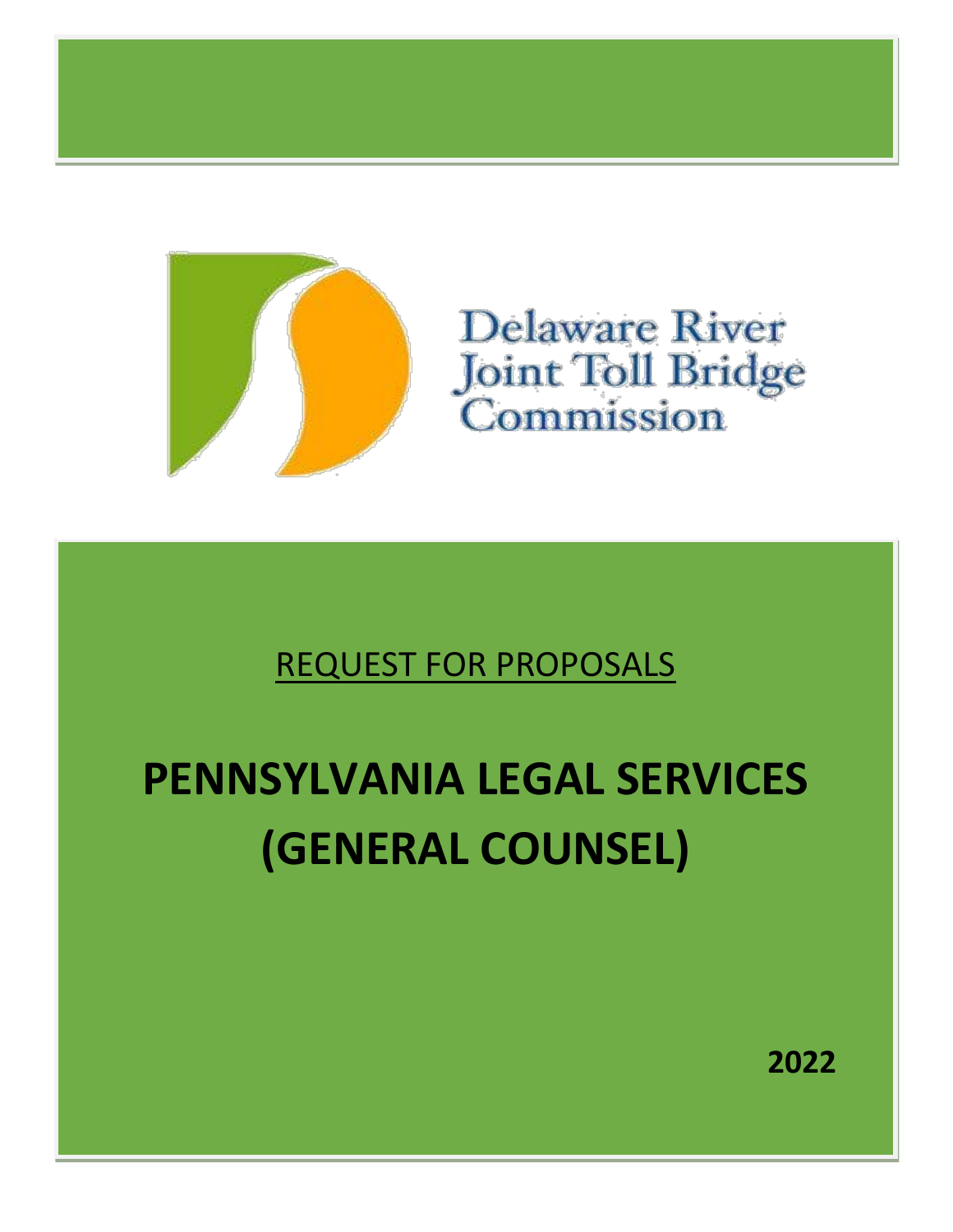Delaware River
Joint Toll Bridge
Commission

REQUEST FOR PROPOSALS

# PENNSYLVANIA LEGAL SERVICES (GENERAL COUNSEL)

**2022**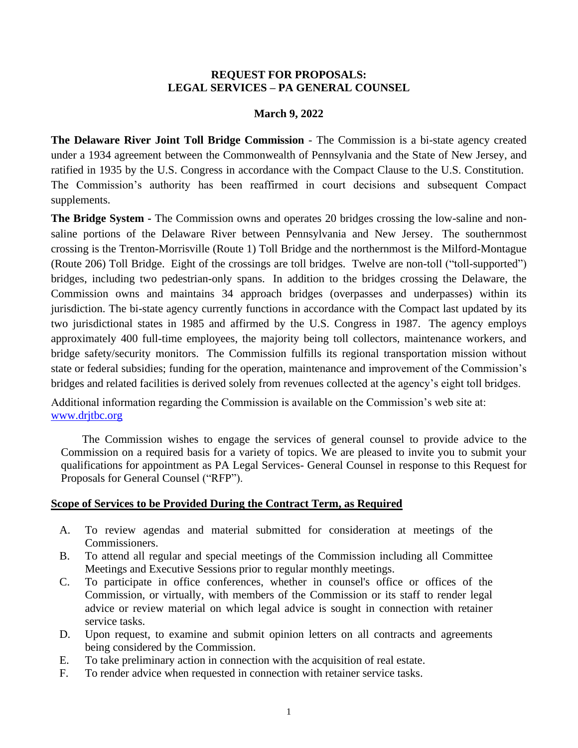**REQUEST FOR PROPOSALS:**
**LEGAL SERVICES – PA GENERAL COUNSEL**

**March 9, 2022**

**The Delaware River Joint Toll Bridge Commission** - The Commission is a bi-state agency created under a 1934 agreement between the Commonwealth of Pennsylvania and the State of New Jersey, and ratified in 1935 by the U.S. Congress in accordance with the Compact Clause to the U.S. Constitution. The Commission's authority has been reaffirmed in court decisions and subsequent Compact supplements.

**The Bridge System -** The Commission owns and operates 20 bridges crossing the low-saline and non-saline portions of the Delaware River between Pennsylvania and New Jersey. The southernmost crossing is the Trenton-Morrisville (Route 1) Toll Bridge and the northernmost is the Milford-Montague (Route 206) Toll Bridge. Eight of the crossings are toll bridges. Twelve are non-toll ("toll-supported") bridges, including two pedestrian-only spans. In addition to the bridges crossing the Delaware, the Commission owns and maintains 34 approach bridges (overpasses and underpasses) within its jurisdiction. The bi-state agency currently functions in accordance with the Compact last updated by its two jurisdictional states in 1985 and affirmed by the U.S. Congress in 1987. The agency employs approximately 400 full-time employees, the majority being toll collectors, maintenance workers, and bridge safety/security monitors. The Commission fulfills its regional transportation mission without state or federal subsidies; funding for the operation, maintenance and improvement of the Commission's bridges and related facilities is derived solely from revenues collected at the agency's eight toll bridges.

Additional information regarding the Commission is available on the Commission's web site at: [www.drjtbc.org](http://www.drjtbc.org)

The Commission wishes to engage the services of general counsel to provide advice to the Commission on a required basis for a variety of topics. We are pleased to invite you to submit your qualifications for appointment as PA Legal Services- General Counsel in response to this Request for Proposals for General Counsel ("RFP").

## Scope of Services to be Provided During the Contract Term, as Required

A. To review agendas and material submitted for consideration at meetings of the Commissioners.
B. To attend all regular and special meetings of the Commission including all Committee Meetings and Executive Sessions prior to regular monthly meetings.
C. To participate in office conferences, whether in counsel's office or offices of the Commission, or virtually, with members of the Commission or its staff to render legal advice or review material on which legal advice is sought in connection with retainer service tasks.
D. Upon request, to examine and submit opinion letters on all contracts and agreements being considered by the Commission.
E. To take preliminary action in connection with the acquisition of real estate.
F. To render advice when requested in connection with retainer service tasks.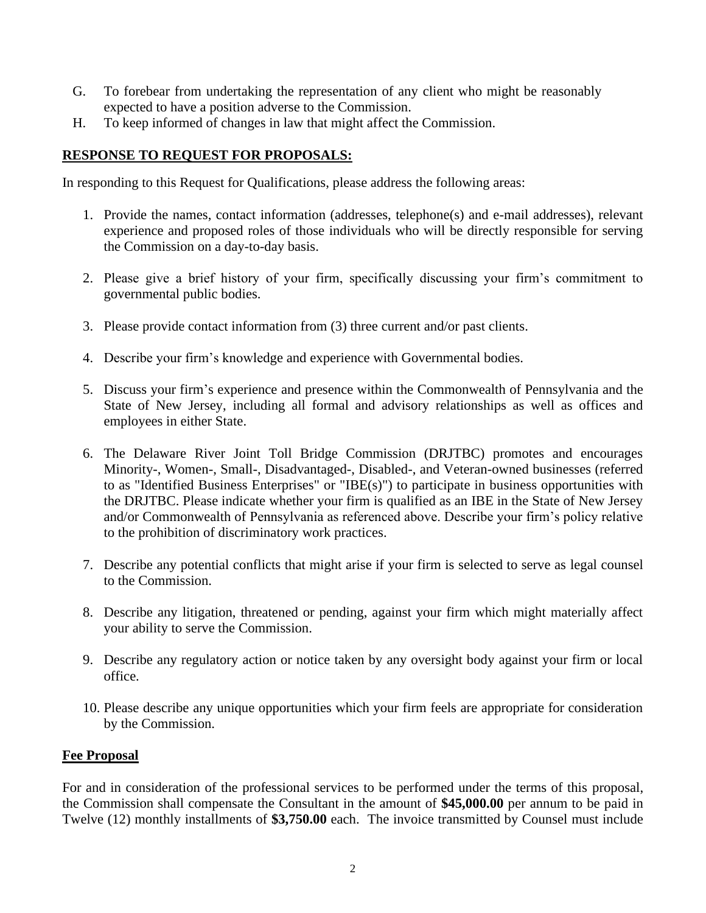G. To forebear from undertaking the representation of any client who might be reasonably expected to have a position adverse to the Commission.

H. To keep informed of changes in law that might affect the Commission.

## RESPONSE TO REQUEST FOR PROPOSALS:

In responding to this Request for Qualifications, please address the following areas:

1. Provide the names, contact information (addresses, telephone(s) and e-mail addresses), relevant experience and proposed roles of those individuals who will be directly responsible for serving the Commission on a day-to-day basis.

2. Please give a brief history of your firm, specifically discussing your firm's commitment to governmental public bodies.

3. Please provide contact information from (3) three current and/or past clients.

4. Describe your firm's knowledge and experience with Governmental bodies.

5. Discuss your firm's experience and presence within the Commonwealth of Pennsylvania and the State of New Jersey, including all formal and advisory relationships as well as offices and employees in either State.

6. The Delaware River Joint Toll Bridge Commission (DRJTBC) promotes and encourages Minority-, Women-, Small-, Disadvantaged-, Disabled-, and Veteran-owned businesses (referred to as "Identified Business Enterprises" or "IBE(s)") to participate in business opportunities with the DRJTBC. Please indicate whether your firm is qualified as an IBE in the State of New Jersey and/or Commonwealth of Pennsylvania as referenced above. Describe your firm's policy relative to the prohibition of discriminatory work practices.

7. Describe any potential conflicts that might arise if your firm is selected to serve as legal counsel to the Commission.

8. Describe any litigation, threatened or pending, against your firm which might materially affect your ability to serve the Commission.

9. Describe any regulatory action or notice taken by any oversight body against your firm or local office.

10. Please describe any unique opportunities which your firm feels are appropriate for consideration by the Commission.

## Fee Proposal

For and in consideration of the professional services to be performed under the terms of this proposal, the Commission shall compensate the Consultant in the amount of **$45,000.00** per annum to be paid in Twelve (12) monthly installments of **$3,750.00** each. The invoice transmitted by Counsel must include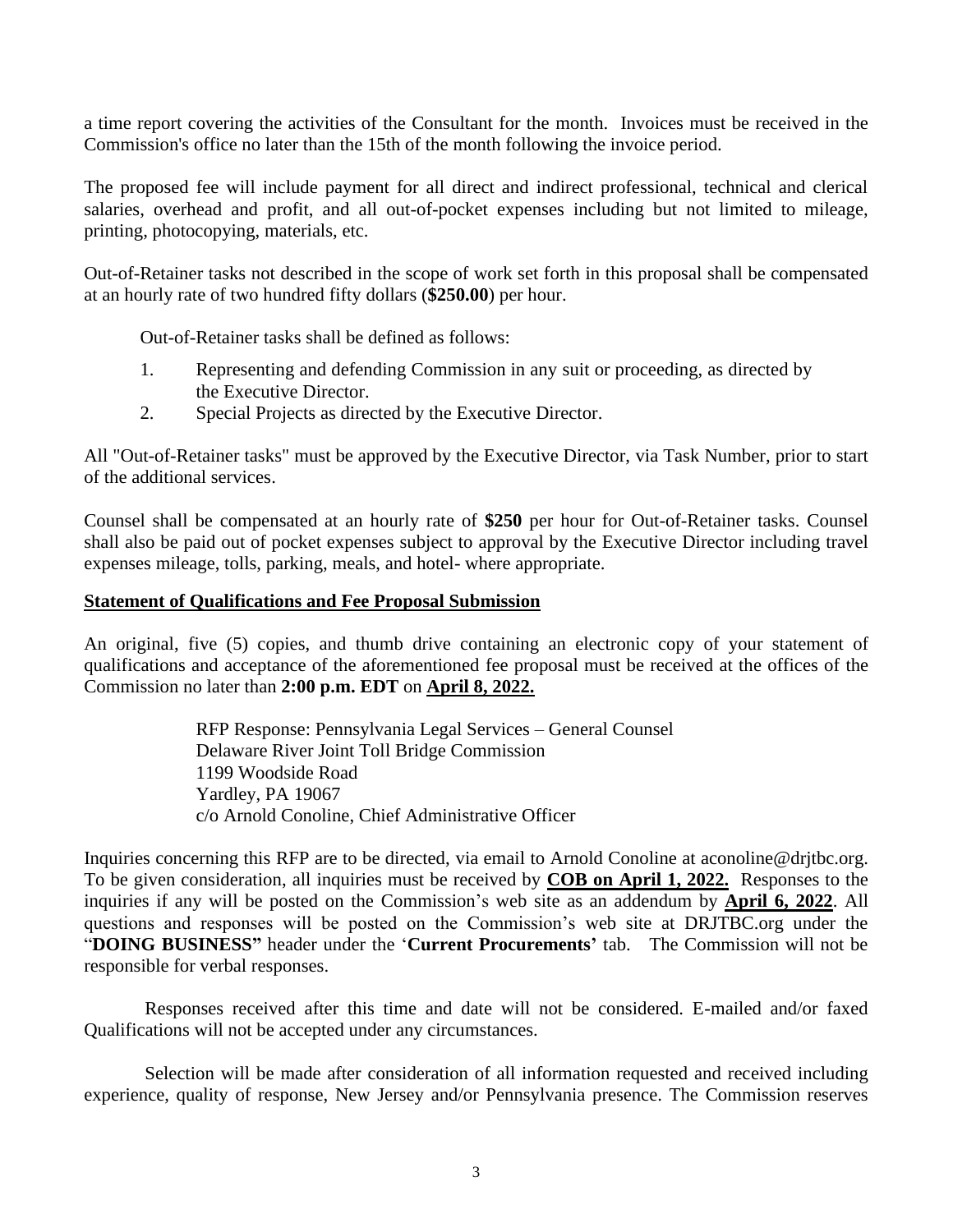a time report covering the activities of the Consultant for the month. Invoices must be received in the Commission's office no later than the 15th of the month following the invoice period.

The proposed fee will include payment for all direct and indirect professional, technical and clerical salaries, overhead and profit, and all out-of-pocket expenses including but not limited to mileage, printing, photocopying, materials, etc.

Out-of-Retainer tasks not described in the scope of work set forth in this proposal shall be compensated at an hourly rate of two hundred fifty dollars (**$250.00**) per hour.

Out-of-Retainer tasks shall be defined as follows:

1. Representing and defending Commission in any suit or proceeding, as directed by the Executive Director.
2. Special Projects as directed by the Executive Director.

All "Out-of-Retainer tasks" must be approved by the Executive Director, via Task Number, prior to start of the additional services.

Counsel shall be compensated at an hourly rate of **$250** per hour for Out-of-Retainer tasks. Counsel shall also be paid out of pocket expenses subject to approval by the Executive Director including travel expenses mileage, tolls, parking, meals, and hotel- where appropriate.

**<u>Statement of Qualifications and Fee Proposal Submission</u>**

An original, five (5) copies, and thumb drive containing an electronic copy of your statement of qualifications and acceptance of the aforementioned fee proposal must be received at the offices of the Commission no later than **2:00 p.m. EDT** on **<u>April 8, 2022.</u>**

RFP Response: Pennsylvania Legal Services – General Counsel
Delaware River Joint Toll Bridge Commission
1199 Woodside Road
Yardley, PA 19067
c/o Arnold Conoline, Chief Administrative Officer

Inquiries concerning this RFP are to be directed, via email to Arnold Conoline at aconoline@drjtbc.org. To be given consideration, all inquiries must be received by **<u>COB on April 1, 2022.</u>** Responses to the inquiries if any will be posted on the Commission's web site as an addendum by **<u>April 6, 2022</u>**. All questions and responses will be posted on the Commission's web site at DRJTBC.org under the "**DOING BUSINESS"** header under the '**Current Procurements'** tab. The Commission will not be responsible for verbal responses.

Responses received after this time and date will not be considered. E-mailed and/or faxed Qualifications will not be accepted under any circumstances.

Selection will be made after consideration of all information requested and received including experience, quality of response, New Jersey and/or Pennsylvania presence. The Commission reserves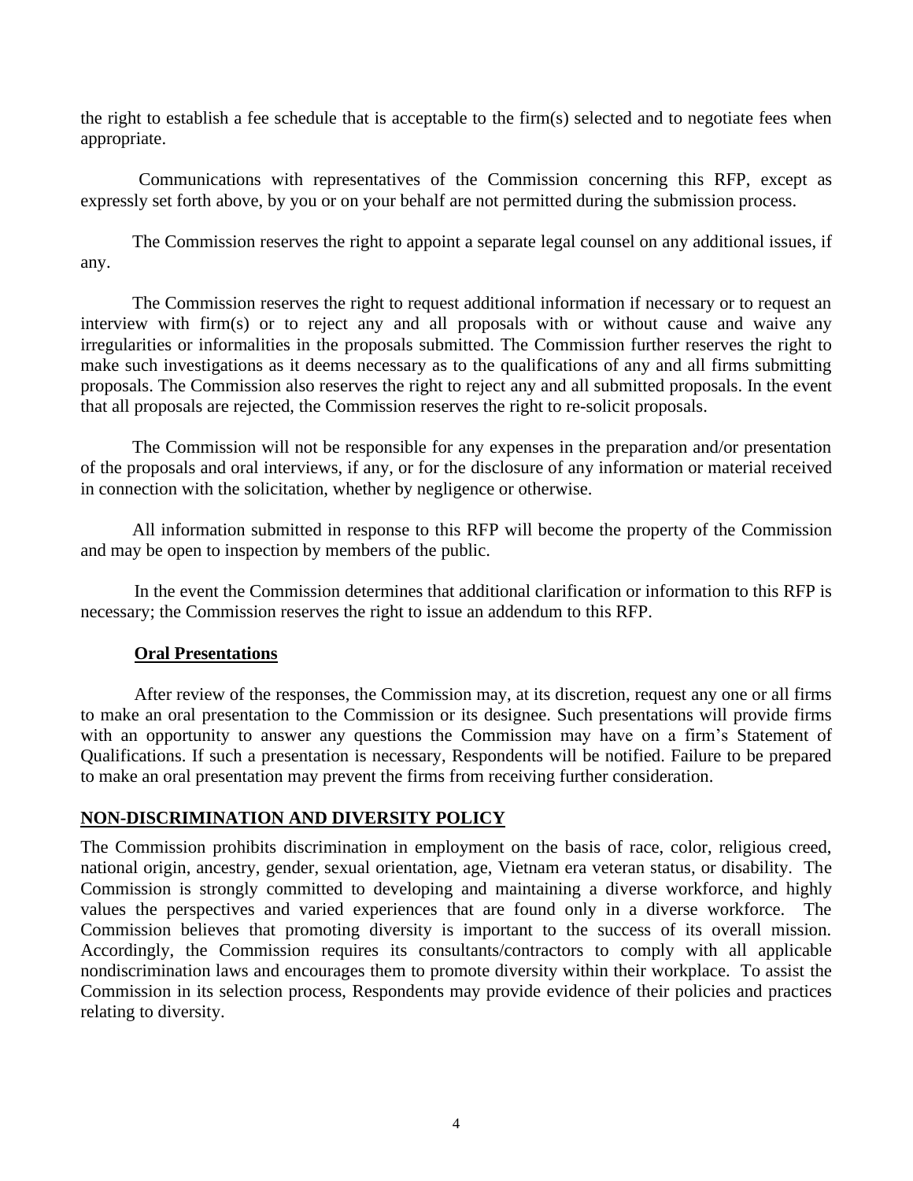the right to establish a fee schedule that is acceptable to the firm(s) selected and to negotiate fees when appropriate.

Communications with representatives of the Commission concerning this RFP, except as expressly set forth above, by you or on your behalf are not permitted during the submission process.

The Commission reserves the right to appoint a separate legal counsel on any additional issues, if any.

The Commission reserves the right to request additional information if necessary or to request an interview with firm(s) or to reject any and all proposals with or without cause and waive any irregularities or informalities in the proposals submitted. The Commission further reserves the right to make such investigations as it deems necessary as to the qualifications of any and all firms submitting proposals. The Commission also reserves the right to reject any and all submitted proposals. In the event that all proposals are rejected, the Commission reserves the right to re-solicit proposals.

The Commission will not be responsible for any expenses in the preparation and/or presentation of the proposals and oral interviews, if any, or for the disclosure of any information or material received in connection with the solicitation, whether by negligence or otherwise.

All information submitted in response to this RFP will become the property of the Commission and may be open to inspection by members of the public.

In the event the Commission determines that additional clarification or information to this RFP is necessary; the Commission reserves the right to issue an addendum to this RFP.

**Oral Presentations**

After review of the responses, the Commission may, at its discretion, request any one or all firms to make an oral presentation to the Commission or its designee. Such presentations will provide firms with an opportunity to answer any questions the Commission may have on a firm's Statement of Qualifications. If such a presentation is necessary, Respondents will be notified. Failure to be prepared to make an oral presentation may prevent the firms from receiving further consideration.

## NON-DISCRIMINATION AND DIVERSITY POLICY

The Commission prohibits discrimination in employment on the basis of race, color, religious creed, national origin, ancestry, gender, sexual orientation, age, Vietnam era veteran status, or disability. The Commission is strongly committed to developing and maintaining a diverse workforce, and highly values the perspectives and varied experiences that are found only in a diverse workforce. The Commission believes that promoting diversity is important to the success of its overall mission. Accordingly, the Commission requires its consultants/contractors to comply with all applicable nondiscrimination laws and encourages them to promote diversity within their workplace. To assist the Commission in its selection process, Respondents may provide evidence of their policies and practices relating to diversity.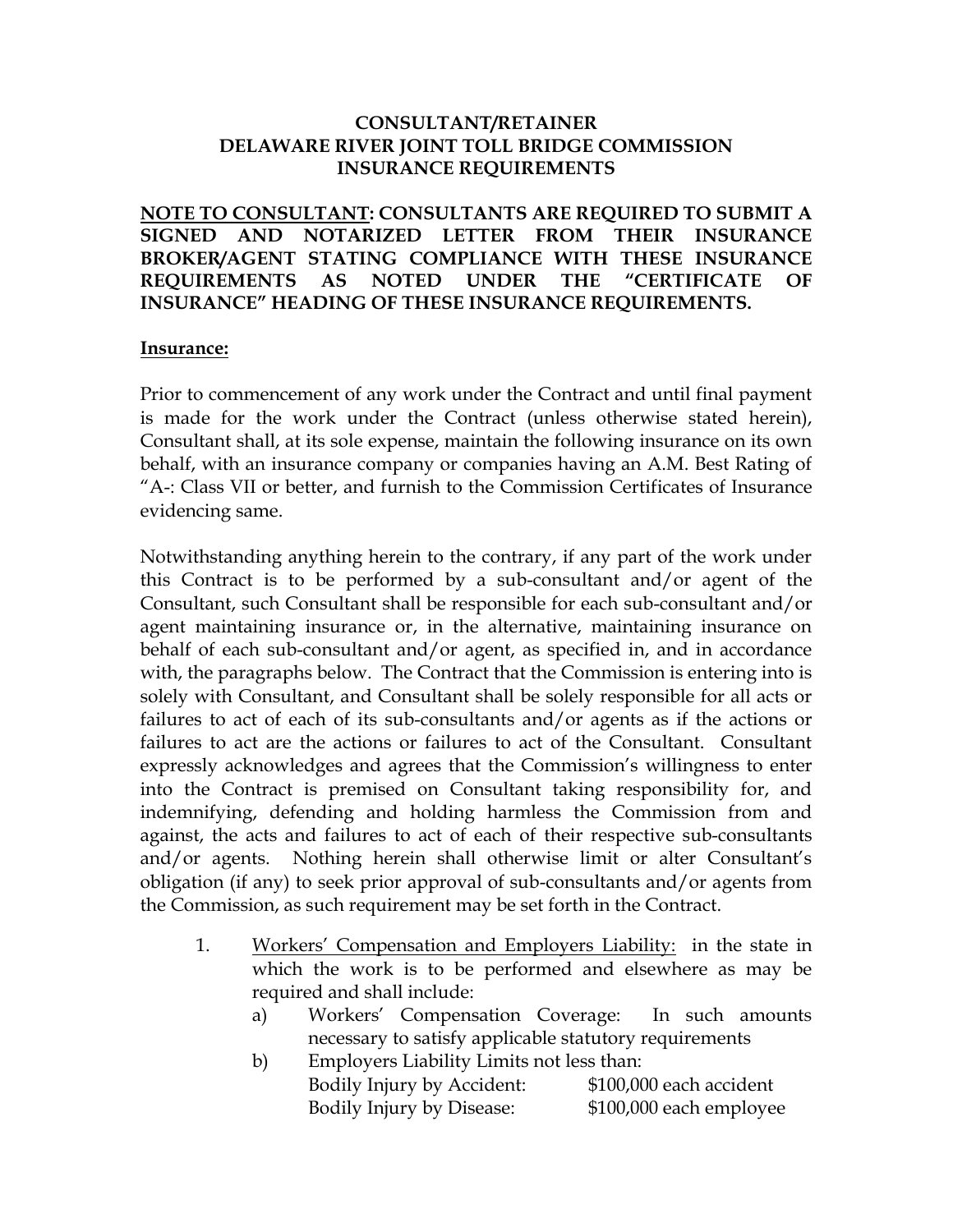**CONSULTANT/RETAINER**
**DELAWARE RIVER JOINT TOLL BRIDGE COMMISSION**
**INSURANCE REQUIREMENTS**

**<u>NOTE TO CONSULTANT</u>: CONSULTANTS ARE REQUIRED TO SUBMIT A SIGNED AND NOTARIZED LETTER FROM THEIR INSURANCE BROKER/AGENT STATING COMPLIANCE WITH THESE INSURANCE REQUIREMENTS AS NOTED UNDER THE "CERTIFICATE OF INSURANCE" HEADING OF THESE INSURANCE REQUIREMENTS.**

**<u>Insurance:</u>**

Prior to commencement of any work under the Contract and until final payment is made for the work under the Contract (unless otherwise stated herein), Consultant shall, at its sole expense, maintain the following insurance on its own behalf, with an insurance company or companies having an A.M. Best Rating of "A-: Class VII or better, and furnish to the Commission Certificates of Insurance evidencing same.

Notwithstanding anything herein to the contrary, if any part of the work under this Contract is to be performed by a sub-consultant and/or agent of the Consultant, such Consultant shall be responsible for each sub-consultant and/or agent maintaining insurance or, in the alternative, maintaining insurance on behalf of each sub-consultant and/or agent, as specified in, and in accordance with, the paragraphs below. The Contract that the Commission is entering into is solely with Consultant, and Consultant shall be solely responsible for all acts or failures to act of each of its sub-consultants and/or agents as if the actions or failures to act are the actions or failures to act of the Consultant. Consultant expressly acknowledges and agrees that the Commission's willingness to enter into the Contract is premised on Consultant taking responsibility for, and indemnifying, defending and holding harmless the Commission from and against, the acts and failures to act of each of their respective sub-consultants and/or agents. Nothing herein shall otherwise limit or alter Consultant's obligation (if any) to seek prior approval of sub-consultants and/or agents from the Commission, as such requirement may be set forth in the Contract.

1. <u>Workers' Compensation and Employers Liability:</u> in the state in which the work is to be performed and elsewhere as may be required and shall include:
   a) Workers' Compensation Coverage: In such amounts necessary to satisfy applicable statutory requirements
   b) Employers Liability Limits not less than:
      Bodily Injury by Accident: $100,000 each accident
      Bodily Injury by Disease: $100,000 each employee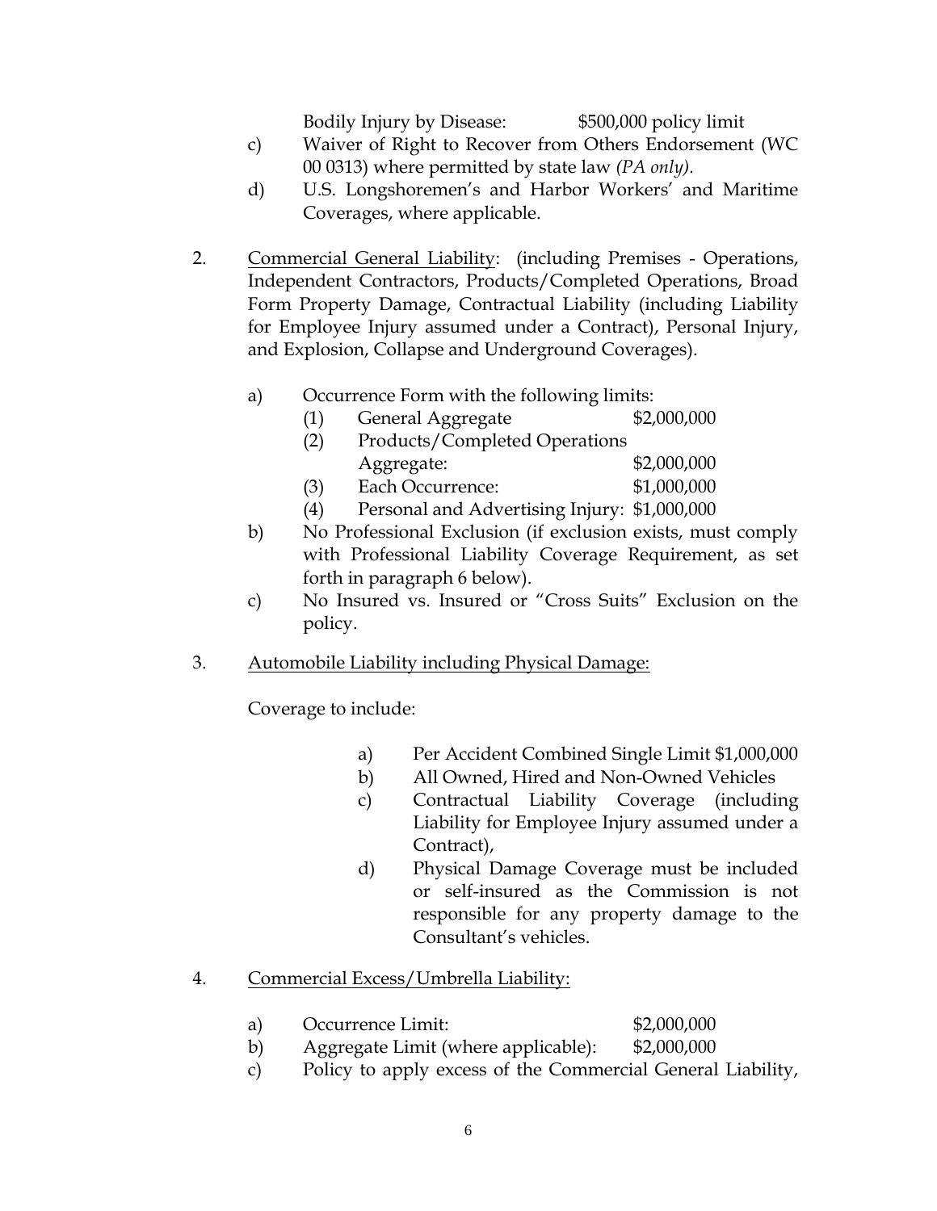Bodily Injury by Disease: $500,000 policy limit

c) Waiver of Right to Recover from Others Endorsement (WC 00 0313) where permitted by state law *(PA only).*

d) U.S. Longshoremen's and Harbor Workers' and Maritime Coverages, where applicable.

2. Commercial General Liability: (including Premises - Operations, Independent Contractors, Products/Completed Operations, Broad Form Property Damage, Contractual Liability (including Liability for Employee Injury assumed under a Contract), Personal Injury, and Explosion, Collapse and Underground Coverages).

   a) Occurrence Form with the following limits:
      (1) General Aggregate $2,000,000
      (2) Products/Completed Operations Aggregate: $2,000,000
      (3) Each Occurrence: $1,000,000
      (4) Personal and Advertising Injury: $1,000,000

   b) No Professional Exclusion (if exclusion exists, must comply with Professional Liability Coverage Requirement, as set forth in paragraph 6 below).

   c) No Insured vs. Insured or "Cross Suits" Exclusion on the policy.

3. Automobile Liability including Physical Damage:

   Coverage to include:

   a) Per Accident Combined Single Limit $1,000,000
   b) All Owned, Hired and Non-Owned Vehicles
   c) Contractual Liability Coverage (including Liability for Employee Injury assumed under a Contract),
   d) Physical Damage Coverage must be included or self-insured as the Commission is not responsible for any property damage to the Consultant's vehicles.

4. Commercial Excess/Umbrella Liability:

   a) Occurrence Limit: $2,000,000
   b) Aggregate Limit (where applicable): $2,000,000
   c) Policy to apply excess of the Commercial General Liability,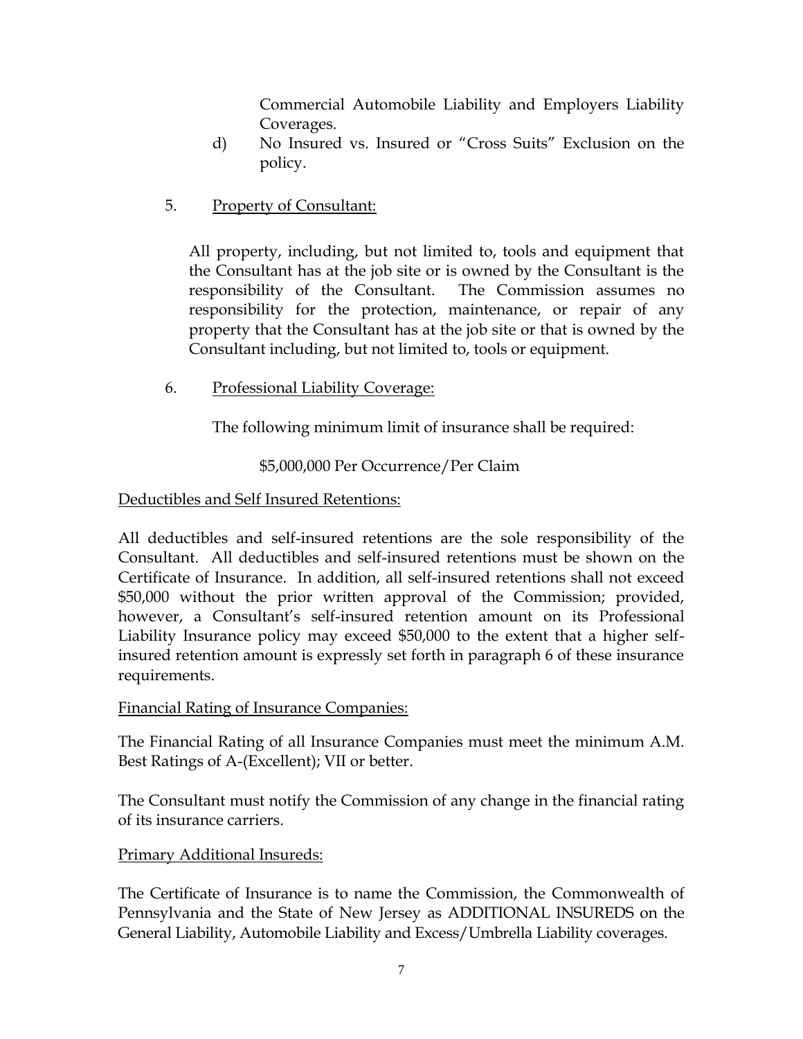Commercial Automobile Liability and Employers Liability Coverages.

d) No Insured vs. Insured or "Cross Suits" Exclusion on the policy.

5. Property of Consultant:

All property, including, but not limited to, tools and equipment that the Consultant has at the job site or is owned by the Consultant is the responsibility of the Consultant. The Commission assumes no responsibility for the protection, maintenance, or repair of any property that the Consultant has at the job site or that is owned by the Consultant including, but not limited to, tools or equipment.

6. Professional Liability Coverage:

The following minimum limit of insurance shall be required:

$5,000,000 Per Occurrence/Per Claim

Deductibles and Self Insured Retentions:

All deductibles and self-insured retentions are the sole responsibility of the Consultant. All deductibles and self-insured retentions must be shown on the Certificate of Insurance. In addition, all self-insured retentions shall not exceed $50,000 without the prior written approval of the Commission; provided, however, a Consultant's self-insured retention amount on its Professional Liability Insurance policy may exceed $50,000 to the extent that a higher self-insured retention amount is expressly set forth in paragraph 6 of these insurance requirements.

Financial Rating of Insurance Companies:

The Financial Rating of all Insurance Companies must meet the minimum A.M. Best Ratings of A-(Excellent); VII or better.

The Consultant must notify the Commission of any change in the financial rating of its insurance carriers.

Primary Additional Insureds:

The Certificate of Insurance is to name the Commission, the Commonwealth of Pennsylvania and the State of New Jersey as ADDITIONAL INSUREDS on the General Liability, Automobile Liability and Excess/Umbrella Liability coverages.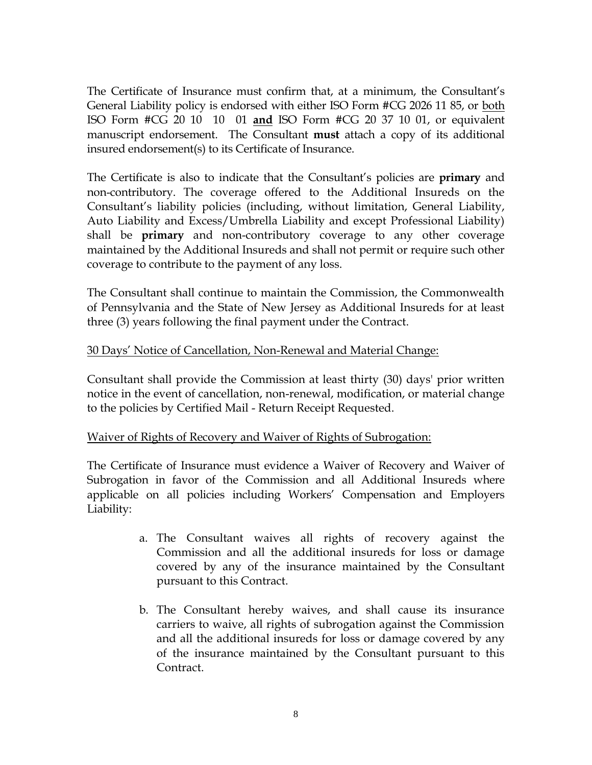The Certificate of Insurance must confirm that, at a minimum, the Consultant's General Liability policy is endorsed with either ISO Form #CG 2026 11 85, or <u>both</u> ISO Form #CG 20 10 10 01 **<u>and</u>** ISO Form #CG 20 37 10 01, or equivalent manuscript endorsement. The Consultant **must** attach a copy of its additional insured endorsement(s) to its Certificate of Insurance.

The Certificate is also to indicate that the Consultant's policies are **primary** and non-contributory. The coverage offered to the Additional Insureds on the Consultant's liability policies (including, without limitation, General Liability, Auto Liability and Excess/Umbrella Liability and except Professional Liability) shall be **primary** and non-contributory coverage to any other coverage maintained by the Additional Insureds and shall not permit or require such other coverage to contribute to the payment of any loss.

The Consultant shall continue to maintain the Commission, the Commonwealth of Pennsylvania and the State of New Jersey as Additional Insureds for at least three (3) years following the final payment under the Contract.

<u>30 Days' Notice of Cancellation, Non-Renewal and Material Change:</u>

Consultant shall provide the Commission at least thirty (30) days' prior written notice in the event of cancellation, non-renewal, modification, or material change to the policies by Certified Mail - Return Receipt Requested.

<u>Waiver of Rights of Recovery and Waiver of Rights of Subrogation:</u>

The Certificate of Insurance must evidence a Waiver of Recovery and Waiver of Subrogation in favor of the Commission and all Additional Insureds where applicable on all policies including Workers' Compensation and Employers Liability:

a. The Consultant waives all rights of recovery against the Commission and all the additional insureds for loss or damage covered by any of the insurance maintained by the Consultant pursuant to this Contract.

b. The Consultant hereby waives, and shall cause its insurance carriers to waive, all rights of subrogation against the Commission and all the additional insureds for loss or damage covered by any of the insurance maintained by the Consultant pursuant to this Contract.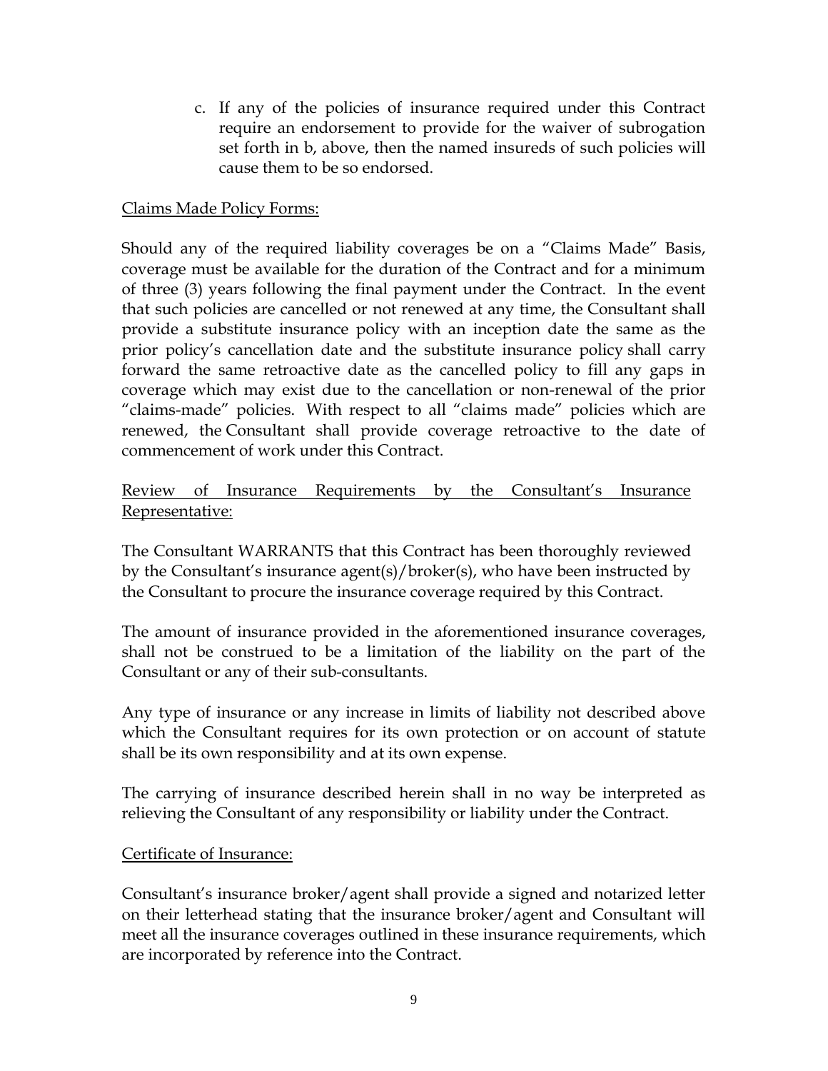c. If any of the policies of insurance required under this Contract require an endorsement to provide for the waiver of subrogation set forth in b, above, then the named insureds of such policies will cause them to be so endorsed.

<u>Claims Made Policy Forms:</u>

Should any of the required liability coverages be on a "Claims Made" Basis, coverage must be available for the duration of the Contract and for a minimum of three (3) years following the final payment under the Contract. In the event that such policies are cancelled or not renewed at any time, the Consultant shall provide a substitute insurance policy with an inception date the same as the prior policy's cancellation date and the substitute insurance policy shall carry forward the same retroactive date as the cancelled policy to fill any gaps in coverage which may exist due to the cancellation or non-renewal of the prior "claims-made" policies. With respect to all "claims made" policies which are renewed, the Consultant shall provide coverage retroactive to the date of commencement of work under this Contract.

<u>Review of Insurance Requirements by the Consultant's Insurance Representative:</u>

The Consultant WARRANTS that this Contract has been thoroughly reviewed by the Consultant's insurance agent(s)/broker(s), who have been instructed by the Consultant to procure the insurance coverage required by this Contract.

The amount of insurance provided in the aforementioned insurance coverages, shall not be construed to be a limitation of the liability on the part of the Consultant or any of their sub-consultants.

Any type of insurance or any increase in limits of liability not described above which the Consultant requires for its own protection or on account of statute shall be its own responsibility and at its own expense.

The carrying of insurance described herein shall in no way be interpreted as relieving the Consultant of any responsibility or liability under the Contract.

<u>Certificate of Insurance:</u>

Consultant's insurance broker/agent shall provide a signed and notarized letter on their letterhead stating that the insurance broker/agent and Consultant will meet all the insurance coverages outlined in these insurance requirements, which are incorporated by reference into the Contract.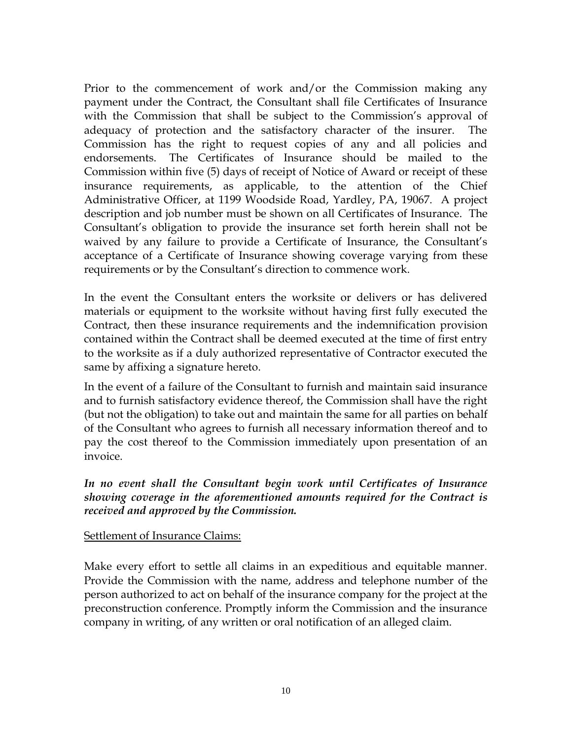Prior to the commencement of work and/or the Commission making any payment under the Contract, the Consultant shall file Certificates of Insurance with the Commission that shall be subject to the Commission's approval of adequacy of protection and the satisfactory character of the insurer. The Commission has the right to request copies of any and all policies and endorsements. The Certificates of Insurance should be mailed to the Commission within five (5) days of receipt of Notice of Award or receipt of these insurance requirements, as applicable, to the attention of the Chief Administrative Officer, at 1199 Woodside Road, Yardley, PA, 19067. A project description and job number must be shown on all Certificates of Insurance. The Consultant's obligation to provide the insurance set forth herein shall not be waived by any failure to provide a Certificate of Insurance, the Consultant's acceptance of a Certificate of Insurance showing coverage varying from these requirements or by the Consultant's direction to commence work.

In the event the Consultant enters the worksite or delivers or has delivered materials or equipment to the worksite without having first fully executed the Contract, then these insurance requirements and the indemnification provision contained within the Contract shall be deemed executed at the time of first entry to the worksite as if a duly authorized representative of Contractor executed the same by affixing a signature hereto.

In the event of a failure of the Consultant to furnish and maintain said insurance and to furnish satisfactory evidence thereof, the Commission shall have the right (but not the obligation) to take out and maintain the same for all parties on behalf of the Consultant who agrees to furnish all necessary information thereof and to pay the cost thereof to the Commission immediately upon presentation of an invoice.

***In no event shall the Consultant begin work until Certificates of Insurance showing coverage in the aforementioned amounts required for the Contract is received and approved by the Commission.***

<u>Settlement of Insurance Claims:</u>

Make every effort to settle all claims in an expeditious and equitable manner. Provide the Commission with the name, address and telephone number of the person authorized to act on behalf of the insurance company for the project at the preconstruction conference. Promptly inform the Commission and the insurance company in writing, of any written or oral notification of an alleged claim.